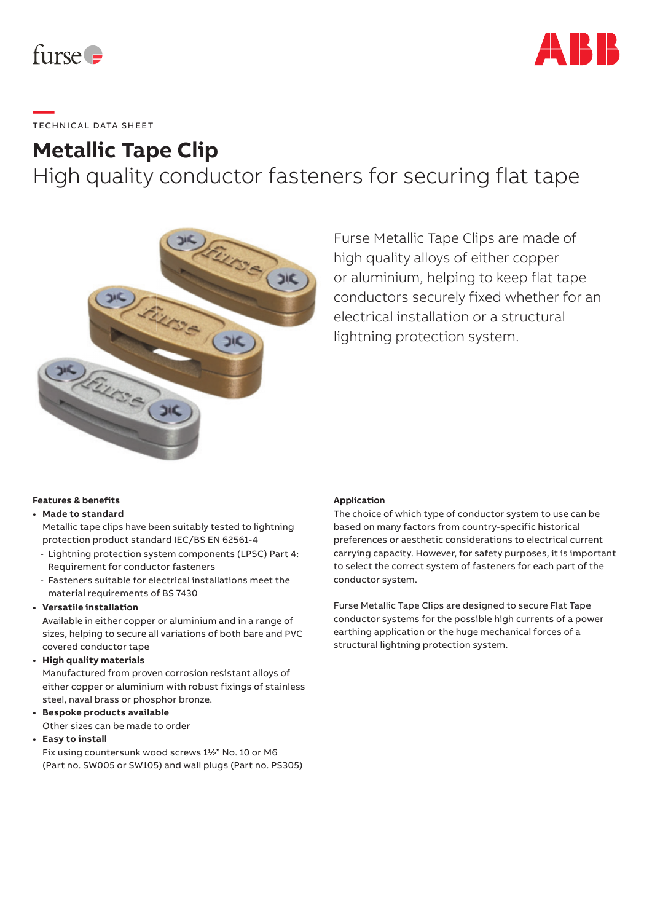TECHNICAL DATA SHEET

# Metallic Tape Clip

## High quality conductor fasteners for securing flat tape

Furse Metallic Tape Clips are made of high quality alloys of either copper or aluminium, helping to keep flat tape conductors securely fixed whether for an electrical installation or a structural lightning protection system.

### Features & benefits

- **Made to standard**
  Metallic tape clips have been suitably tested to lightning protection product standard IEC/BS EN 62561-4
  - Lightning protection system components (LPSC) Part 4: Requirement for conductor fasteners
  - Fasteners suitable for electrical installations meet the material requirements of BS 7430
- **Versatile installation**
  Available in either copper or aluminium and in a range of sizes, helping to secure all variations of both bare and PVC covered conductor tape
- **High quality materials**
  Manufactured from proven corrosion resistant alloys of either copper or aluminium with robust fixings of stainless steel, naval brass or phosphor bronze.
- **Bespoke products available**
  Other sizes can be made to order
- **Easy to install**
  Fix using countersunk wood screws 1½" No. 10 or M6 (Part no. SW005 or SW105) and wall plugs (Part no. PS305)

### Application

The choice of which type of conductor system to use can be based on many factors from country-specific historical preferences or aesthetic considerations to electrical current carrying capacity. However, for safety purposes, it is important to select the correct system of fasteners for each part of the conductor system.

Furse Metallic Tape Clips are designed to secure Flat Tape conductor systems for the possible high currents of a power earthing application or the huge mechanical forces of a structural lightning protection system.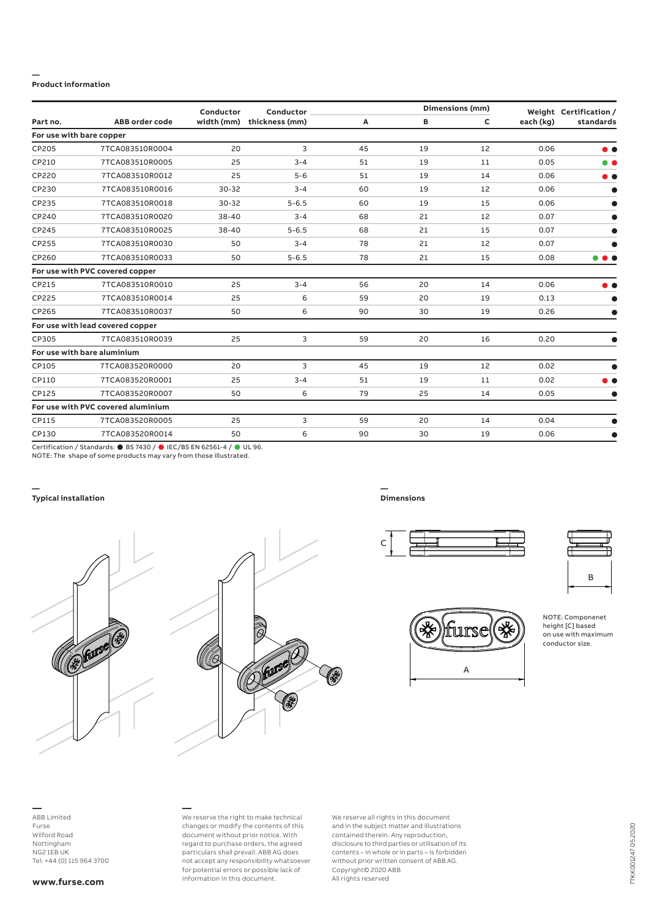## Product information

| Part no. | ABB order code | Conductor width (mm) | Conductor thickness (mm) | Dimensions (mm) A | B | C | Weight each (kg) | Certification / standards |
|---|---|---|---|---|---|---|---|---|
| **For use with bare copper** | | | | | | | | |
| CP205 | 7TCA083510R0004 | 20 | 3 | 45 | 19 | 12 | 0.06 | ● ● |
| CP210 | 7TCA083510R0005 | 25 | 3-4 | 51 | 19 | 11 | 0.05 | ● ● |
| CP220 | 7TCA083510R0012 | 25 | 5-6 | 51 | 19 | 14 | 0.06 | ● ● |
| CP230 | 7TCA083510R0016 | 30-32 | 3-4 | 60 | 19 | 12 | 0.06 | ● |
| CP235 | 7TCA083510R0018 | 30-32 | 5-6.5 | 60 | 19 | 15 | 0.06 | ● |
| CP240 | 7TCA083510R0020 | 38-40 | 3-4 | 68 | 21 | 12 | 0.07 | ● |
| CP245 | 7TCA083510R0025 | 38-40 | 5-6.5 | 68 | 21 | 15 | 0.07 | ● |
| CP255 | 7TCA083510R0030 | 50 | 3-4 | 78 | 21 | 12 | 0.07 | ● |
| CP260 | 7TCA083510R0033 | 50 | 5-6.5 | 78 | 21 | 15 | 0.08 | ● ● ● |
| **For use with PVC covered copper** | | | | | | | | |
| CP215 | 7TCA083510R0010 | 25 | 3-4 | 56 | 20 | 14 | 0.06 | ● ● |
| CP225 | 7TCA083510R0014 | 25 | 6 | 59 | 20 | 19 | 0.13 | ● |
| CP265 | 7TCA083510R0037 | 50 | 6 | 90 | 30 | 19 | 0.26 | ● |
| **For use with lead covered copper** | | | | | | | | |
| CP305 | 7TCA083510R0039 | 25 | 3 | 59 | 20 | 16 | 0.20 | ● |
| **For use with bare aluminium** | | | | | | | | |
| CP105 | 7TCA083520R0000 | 20 | 3 | 45 | 19 | 12 | 0.02 | ● |
| CP110 | 7TCA083520R0001 | 25 | 3-4 | 51 | 19 | 11 | 0.02 | ● ● |
| CP125 | 7TCA083520R0007 | 50 | 6 | 79 | 25 | 14 | 0.05 | ● |
| **For use with PVC covered aluminium** | | | | | | | | |
| CP115 | 7TCA083520R0005 | 25 | 3 | 59 | 20 | 14 | 0.04 | ● |
| CP130 | 7TCA083520R0014 | 50 | 6 | 90 | 30 | 19 | 0.06 | ● |

Certification / Standards: ● BS 7430 / ● IEC/BS EN 62561-4 / ● UL 96.
NOTE: The shape of some products may vary from those illustrated.

## Typical installation

## Dimensions

C

B

A

NOTE: Componenet height [C] based on use with maximum conductor size.

ABB Limited
Furse
Wilford Road
Nottingham
NG2 1EB UK
Tel: +44 (0) 115 964 3700

**www.furse.com**

We reserve the right to make technical changes or modify the contents of this document without prior notice. With regard to purchase orders, the agreed particulars shall prevail. ABB AG does not accept any responsibility whatsoever for potential errors or possible lack of information in this document.

We reserve all rights in this document and in the subject matter and illustrations contained therein. Any reproduction, disclosure to third parties or utilisation of its contents – in whole or in parts – is forbidden without prior written consent of ABB AG.
Copyright© 2020 ABB
All rights reserved

7TKK001247 052020